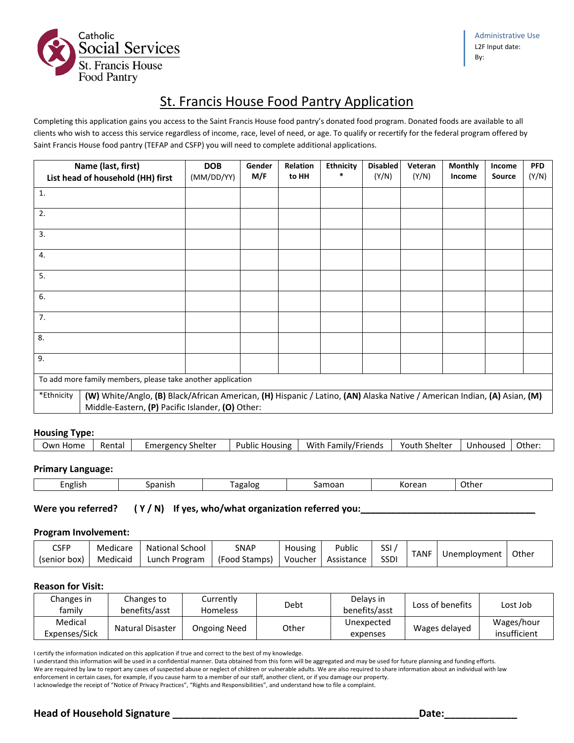Catholic Social Services
St. Francis House Food Pantry

Administrative Use
L2F Input date:
By:

# St. Francis House Food Pantry Application

Completing this application gains you access to the Saint Francis House food pantry's donated food program. Donated foods are available to all clients who wish to access this service regardless of income, race, level of need, or age. To qualify or recertify for the federal program offered by Saint Francis House food pantry (TEFAP and CSFP) you will need to complete additional applications.

| Name (last, first) List head of household (HH) first | DOB (MM/DD/YY) | Gender M/F | Relation to HH | Ethnicity * | Disabled (Y/N) | Veteran (Y/N) | Monthly Income | Income Source | PFD (Y/N) |
|---|---|---|---|---|---|---|---|---|---|
| 1. | | | | | | | | | |
| 2. | | | | | | | | | |
| 3. | | | | | | | | | |
| 4. | | | | | | | | | |
| 5. | | | | | | | | | |
| 6. | | | | | | | | | |
| 7. | | | | | | | | | |
| 8. | | | | | | | | | |
| 9. | | | | | | | | | |
| To add more family members, please take another application | | | | | | | | | |
| *Ethnicity | **(W)** White/Anglo, **(B)** Black/African American, **(H)** Hispanic / Latino, **(AN)** Alaska Native / American Indian, **(A)** Asian, **(M)** Middle-Eastern, **(P)** Pacific Islander, **(O)** Other: | | | | | | | | |

**Housing Type:**

| Own Home | Rental | Emergency Shelter | Public Housing | With Family/Friends | Youth Shelter | Unhoused | Other: |
|---|---|---|---|---|---|---|---|

**Primary Language:**

| English | Spanish | Tagalog | Samoan | Korean | Other |
|---|---|---|---|---|---|

**Were you referred? ( Y / N ) If yes, who/what organization referred you:**___________________________________

**Program Involvement:**

| CSFP (senior box) | Medicare Medicaid | National School Lunch Program | SNAP (Food Stamps) | Housing Voucher | Public Assistance | SSI / SSDI | TANF | Unemployment | Other |
|---|---|---|---|---|---|---|---|---|---|

**Reason for Visit:**

| Changes in family | Changes to benefits/asst | Currently Homeless | Debt | Delays in benefits/asst | Loss of benefits | Lost Job |
|---|---|---|---|---|---|---|
| Medical Expenses/Sick | Natural Disaster | Ongoing Need | Other | Unexpected expenses | Wages delayed | Wages/hour insufficient |

I certify the information indicated on this application if true and correct to the best of my knowledge.
I understand this information will be used in a confidential manner. Data obtained from this form will be aggregated and may be used for future planning and funding efforts.
We are required by law to report any cases of suspected abuse or neglect of children or vulnerable adults. We are also required to share information about an individual with law enforcement in certain cases, for example, if you cause harm to a member of our staff, another client, or if you damage our property.
I acknowledge the receipt of "Notice of Privacy Practices", "Rights and Responsibilities", and understand how to file a complaint.

**Head of Household Signature** _____________________________________________ **Date:**_____________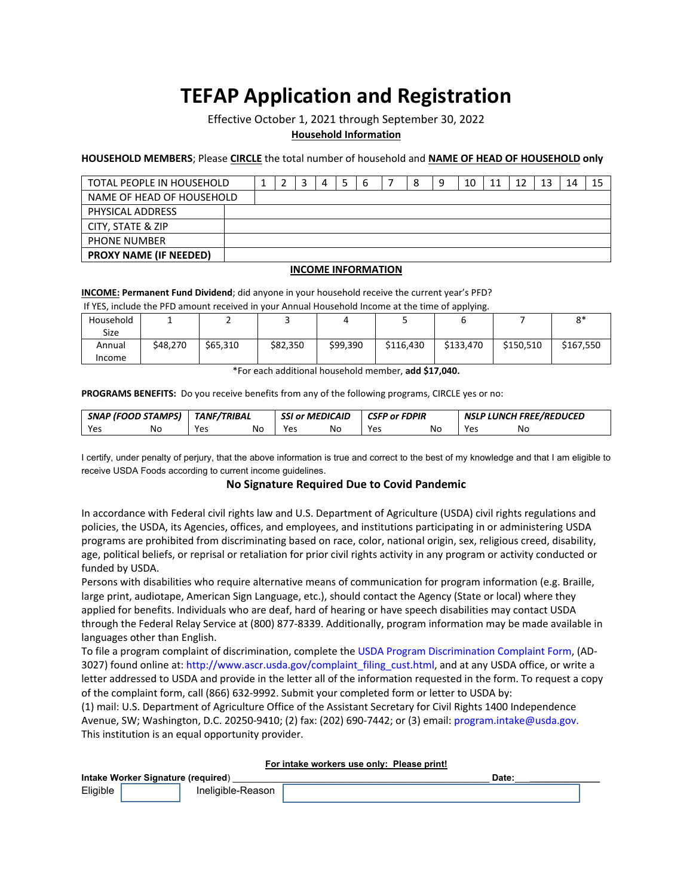# TEFAP Application and Registration

Effective October 1, 2021 through September 30, 2022

**Household Information**

**HOUSEHOLD MEMBERS**; Please **CIRCLE** the total number of household and **NAME OF HEAD OF HOUSEHOLD only**

| TOTAL PEOPLE IN HOUSEHOLD | 1 | 2 | 3 | 4 | 5 | 6 | 7 | 8 | 9 | 10 | 11 | 12 | 13 | 14 | 15 |
|---|---|---|---|---|---|---|---|---|---|---|---|---|---|---|---|
| NAME OF HEAD OF HOUSEHOLD | | | | | | | | | | | | | | | |
| PHYSICAL ADDRESS | | | | | | | | | | | | | | | |
| CITY, STATE & ZIP | | | | | | | | | | | | | | | |
| PHONE NUMBER | | | | | | | | | | | | | | | |
| **PROXY NAME (IF NEEDED)** | | | | | | | | | | | | | | | |

**INCOME INFORMATION**

**INCOME: Permanent Fund Dividend**; did anyone in your household receive the current year's PFD?
If YES, include the PFD amount received in your Annual Household Income at the time of applying.

| Household Size | 1 | 2 | 3 | 4 | 5 | 6 | 7 | 8* |
|---|---|---|---|---|---|---|---|---|
| Annual Income | $48,270 | $65,310 | $82,350 | $99,390 | $116,430 | $133,470 | $150,510 | $167,550 |

*For each additional household member, **add $17,040.**

**PROGRAMS BENEFITS:** Do you receive benefits from any of the following programs, CIRCLE yes or no:

| ***SNAP (FOOD STAMPS)*** | | ***TANF/TRIBAL*** | | ***SSI or MEDICAID*** | | ***CSFP or FDPIR*** | | ***NSLP LUNCH FREE/REDUCED*** | |
|---|---|---|---|---|---|---|---|---|---|
| Yes | No | Yes | No | Yes | No | Yes | No | Yes | No |

I certify, under penalty of perjury, that the above information is true and correct to the best of my knowledge and that I am eligible to receive USDA Foods according to current income guidelines.

**No Signature Required Due to Covid Pandemic**

In accordance with Federal civil rights law and U.S. Department of Agriculture (USDA) civil rights regulations and policies, the USDA, its Agencies, offices, and employees, and institutions participating in or administering USDA programs are prohibited from discriminating based on race, color, national origin, sex, religious creed, disability, age, political beliefs, or reprisal or retaliation for prior civil rights activity in any program or activity conducted or funded by USDA.

Persons with disabilities who require alternative means of communication for program information (e.g. Braille, large print, audiotape, American Sign Language, etc.), should contact the Agency (State or local) where they applied for benefits. Individuals who are deaf, hard of hearing or have speech disabilities may contact USDA through the Federal Relay Service at (800) 877-8339. Additionally, program information may be made available in languages other than English.

To file a program complaint of discrimination, complete the USDA Program Discrimination Complaint Form, (AD-3027) found online at: http://www.ascr.usda.gov/complaint_filing_cust.html, and at any USDA office, or write a letter addressed to USDA and provide in the letter all of the information requested in the form. To request a copy of the complaint form, call (866) 632-9992. Submit your completed form or letter to USDA by:

(1) mail: U.S. Department of Agriculture Office of the Assistant Secretary for Civil Rights 1400 Independence Avenue, SW; Washington, D.C. 20250-9410; (2) fax: (202) 690-7442; or (3) email: program.intake@usda.gov.

This institution is an equal opportunity provider.

**For intake workers use only: Please print!**

**Intake Worker Signature (required)** ______________________________ **Date:** ______________

Eligible [ ] Ineligible-Reason [ ]